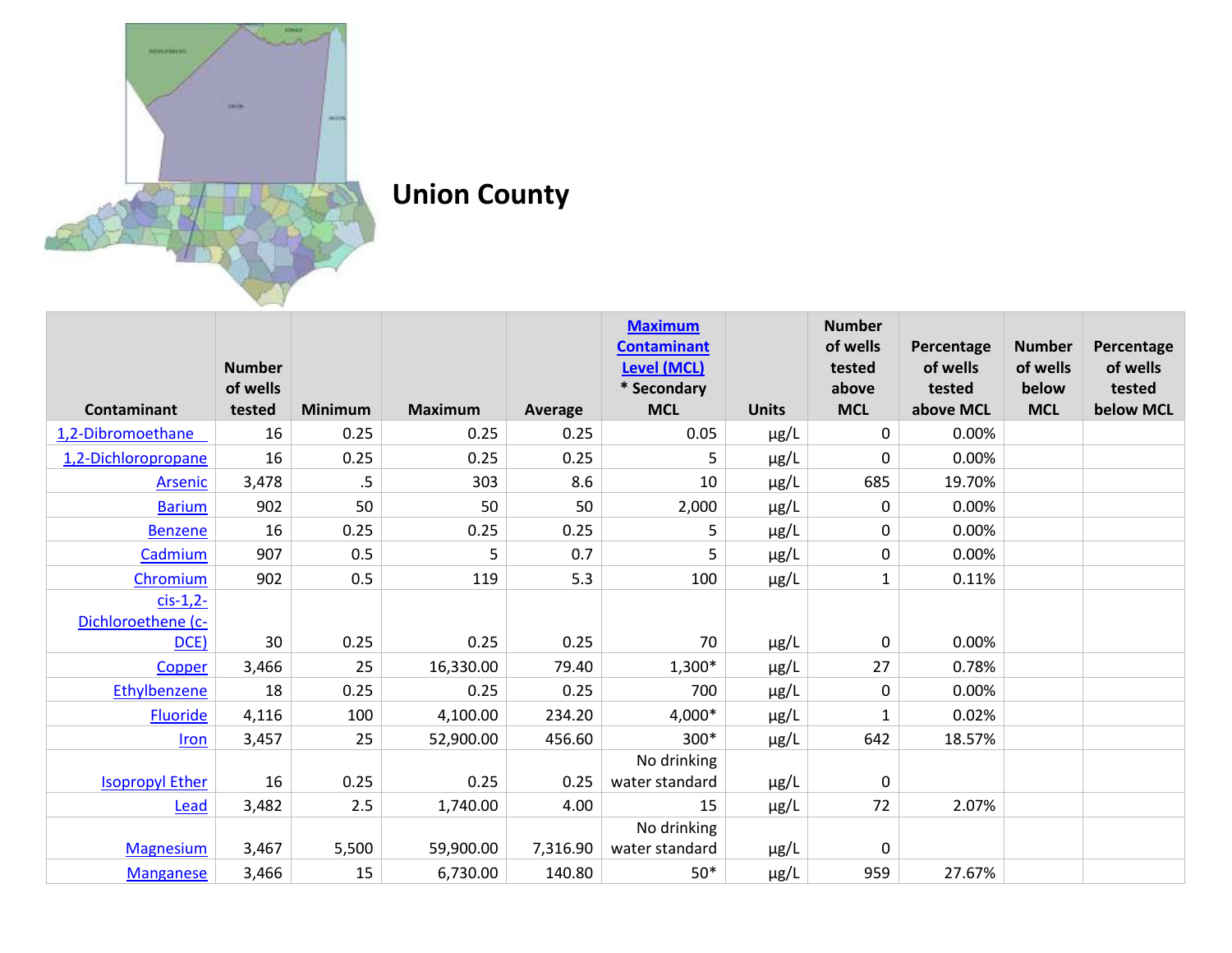# Union County

| Contaminant | Number of wells tested | Minimum | Maximum | Average | Maximum Contaminant Level (MCL) * Secondary MCL | Units | Number of wells tested above MCL | Percentage of wells tested above MCL | Number of wells below MCL | Percentage of wells tested below MCL |
|---|---|---|---|---|---|---|---|---|---|---|
| 1,2-Dibromoethane | 16 | 0.25 | 0.25 | 0.25 | 0.05 | µg/L | 0 | 0.00% | | |
| 1,2-Dichloropropane | 16 | 0.25 | 0.25 | 0.25 | 5 | µg/L | 0 | 0.00% | | |
| Arsenic | 3,478 | .5 | 303 | 8.6 | 10 | µg/L | 685 | 19.70% | | |
| Barium | 902 | 50 | 50 | 50 | 2,000 | µg/L | 0 | 0.00% | | |
| Benzene | 16 | 0.25 | 0.25 | 0.25 | 5 | µg/L | 0 | 0.00% | | |
| Cadmium | 907 | 0.5 | 5 | 0.7 | 5 | µg/L | 0 | 0.00% | | |
| Chromium | 902 | 0.5 | 119 | 5.3 | 100 | µg/L | 1 | 0.11% | | |
| cis-1,2-Dichloroethene (c-DCE) | 30 | 0.25 | 0.25 | 0.25 | 70 | µg/L | 0 | 0.00% | | |
| Copper | 3,466 | 25 | 16,330.00 | 79.40 | 1,300* | µg/L | 27 | 0.78% | | |
| Ethylbenzene | 18 | 0.25 | 0.25 | 0.25 | 700 | µg/L | 0 | 0.00% | | |
| Fluoride | 4,116 | 100 | 4,100.00 | 234.20 | 4,000* | µg/L | 1 | 0.02% | | |
| Iron | 3,457 | 25 | 52,900.00 | 456.60 | 300* | µg/L | 642 | 18.57% | | |
| Isopropyl Ether | 16 | 0.25 | 0.25 | 0.25 | No drinking water standard | µg/L | 0 | | | |
| Lead | 3,482 | 2.5 | 1,740.00 | 4.00 | 15 | µg/L | 72 | 2.07% | | |
| Magnesium | 3,467 | 5,500 | 59,900.00 | 7,316.90 | No drinking water standard | µg/L | 0 | | | |
| Manganese | 3,466 | 15 | 6,730.00 | 140.80 | 50* | µg/L | 959 | 27.67% | | |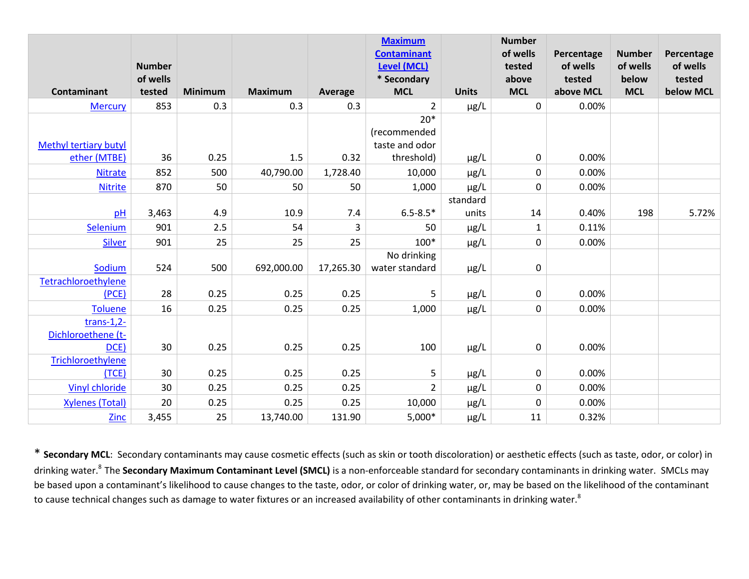| Contaminant | Number of wells tested | Minimum | Maximum | Average | Maximum Contaminant Level (MCL) * Secondary MCL | Units | Number of wells tested above MCL | Percentage of wells tested above MCL | Number of wells below MCL | Percentage of wells tested below MCL |
|---|---|---|---|---|---|---|---|---|---|---|
| Mercury | 853 | 0.3 | 0.3 | 0.3 | 2 | µg/L | 0 | 0.00% | | |
| Methyl tertiary butyl ether (MTBE) | 36 | 0.25 | 1.5 | 0.32 | 20* (recommended taste and odor threshold) | µg/L | 0 | 0.00% | | |
| Nitrate | 852 | 500 | 40,790.00 | 1,728.40 | 10,000 | µg/L | 0 | 0.00% | | |
| Nitrite | 870 | 50 | 50 | 50 | 1,000 | µg/L | 0 | 0.00% | | |
| pH | 3,463 | 4.9 | 10.9 | 7.4 | 6.5-8.5* | standard units | 14 | 0.40% | 198 | 5.72% |
| Selenium | 901 | 2.5 | 54 | 3 | 50 | µg/L | 1 | 0.11% | | |
| Silver | 901 | 25 | 25 | 25 | 100* | µg/L | 0 | 0.00% | | |
| Sodium | 524 | 500 | 692,000.00 | 17,265.30 | No drinking water standard | µg/L | 0 | | | |
| Tetrachloroethylene (PCE) | 28 | 0.25 | 0.25 | 0.25 | 5 | µg/L | 0 | 0.00% | | |
| Toluene | 16 | 0.25 | 0.25 | 0.25 | 1,000 | µg/L | 0 | 0.00% | | |
| trans-1,2-Dichloroethene (t-DCE) | 30 | 0.25 | 0.25 | 0.25 | 100 | µg/L | 0 | 0.00% | | |
| Trichloroethylene (TCE) | 30 | 0.25 | 0.25 | 0.25 | 5 | µg/L | 0 | 0.00% | | |
| Vinyl chloride | 30 | 0.25 | 0.25 | 0.25 | 2 | µg/L | 0 | 0.00% | | |
| Xylenes (Total) | 20 | 0.25 | 0.25 | 0.25 | 10,000 | µg/L | 0 | 0.00% | | |
| Zinc | 3,455 | 25 | 13,740.00 | 131.90 | 5,000* | µg/L | 11 | 0.32% | | |

\* **Secondary MCL**: Secondary contaminants may cause cosmetic effects (such as skin or tooth discoloration) or aesthetic effects (such as taste, odor, or color) in drinking water.[8] The **Secondary Maximum Contaminant Level (SMCL)** is a non-enforceable standard for secondary contaminants in drinking water. SMCLs may be based upon a contaminant's likelihood to cause changes to the taste, odor, or color of drinking water, or, may be based on the likelihood of the contaminant to cause technical changes such as damage to water fixtures or an increased availability of other contaminants in drinking water.[8]